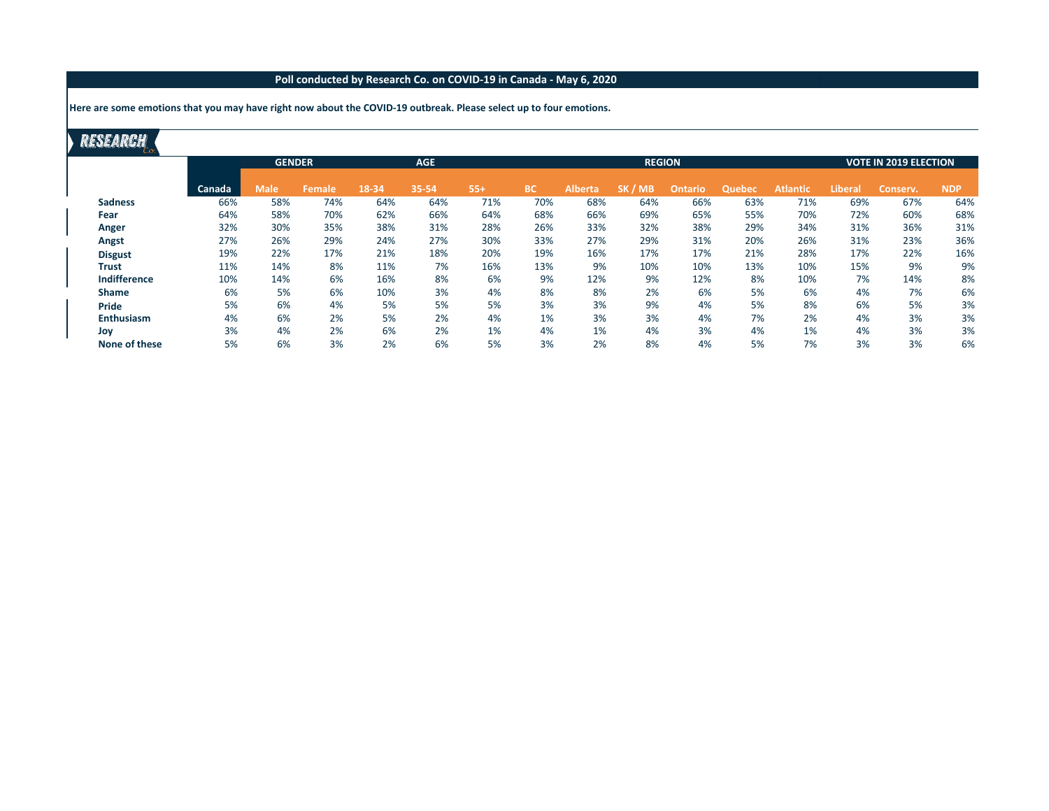**Poll conducted by Research Co. on COVID-19 in Canada - May 6, 2020**

**Here are some emotions that you may have right now about the COVID-19 outbreak. Please select up to four emotions.**

RESEARCH Co.

| | | GENDER | | AGE | | | REGION | | | | | | VOTE IN 2019 ELECTION | | |
|---|---|---|---|---|---|---|---|---|---|---|---|---|---|---|---|
| | **Canada** | **Male** | **Female** | **18-34** | **35-54** | **55+** | **BC** | **Alberta** | **SK / MB** | **Ontario** | **Quebec** | **Atlantic** | **Liberal** | **Conserv.** | **NDP** |
| **Sadness** | 66% | 58% | 74% | 64% | 64% | 71% | 70% | 68% | 64% | 66% | 63% | 71% | 69% | 67% | 64% |
| **Fear** | 64% | 58% | 70% | 62% | 66% | 64% | 68% | 66% | 69% | 65% | 55% | 70% | 72% | 60% | 68% |
| **Anger** | 32% | 30% | 35% | 38% | 31% | 28% | 26% | 33% | 32% | 38% | 29% | 34% | 31% | 36% | 31% |
| **Angst** | 27% | 26% | 29% | 24% | 27% | 30% | 33% | 27% | 29% | 31% | 20% | 26% | 31% | 23% | 36% |
| **Disgust** | 19% | 22% | 17% | 21% | 18% | 20% | 19% | 16% | 17% | 17% | 21% | 28% | 17% | 22% | 16% |
| **Trust** | 11% | 14% | 8% | 11% | 7% | 16% | 13% | 9% | 10% | 10% | 13% | 10% | 15% | 9% | 9% |
| **Indifference** | 10% | 14% | 6% | 16% | 8% | 6% | 9% | 12% | 9% | 12% | 8% | 10% | 7% | 14% | 8% |
| **Shame** | 6% | 5% | 6% | 10% | 3% | 4% | 8% | 8% | 2% | 6% | 5% | 6% | 4% | 7% | 6% |
| **Pride** | 5% | 6% | 4% | 5% | 5% | 5% | 3% | 3% | 9% | 4% | 5% | 8% | 6% | 5% | 3% |
| **Enthusiasm** | 4% | 6% | 2% | 5% | 2% | 4% | 1% | 3% | 3% | 4% | 7% | 2% | 4% | 3% | 3% |
| **Joy** | 3% | 4% | 2% | 6% | 2% | 1% | 4% | 1% | 4% | 3% | 4% | 1% | 4% | 3% | 3% |
| **None of these** | 5% | 6% | 3% | 2% | 6% | 5% | 3% | 2% | 8% | 4% | 5% | 7% | 3% | 3% | 6% |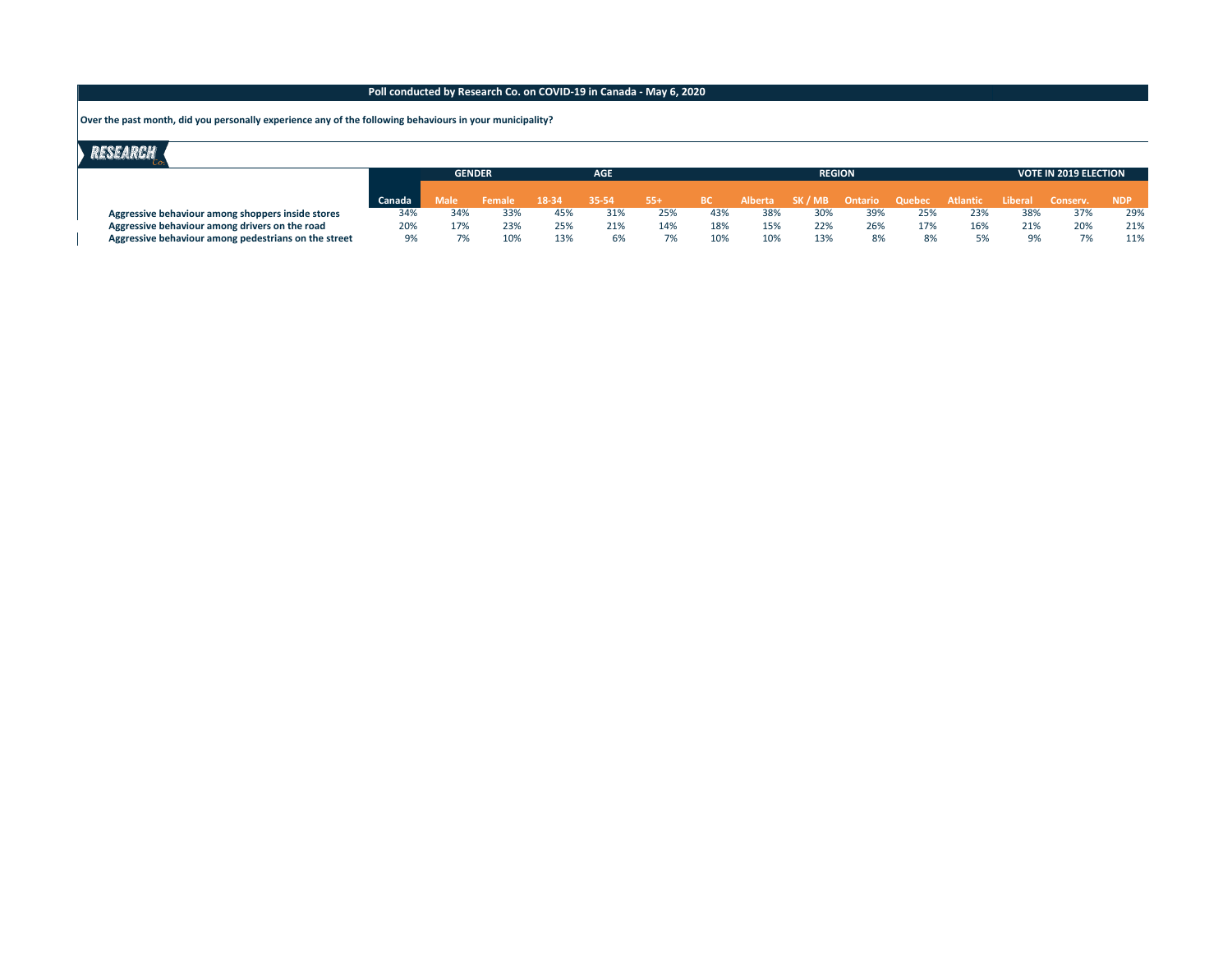**Poll conducted by Research Co. on COVID-19 in Canada - May 6, 2020**

**Over the past month, did you personally experience any of the following behaviours in your municipality?**

| | | GENDER | | AGE | | | REGION | | | | | | VOTE IN 2019 ELECTION | | |
|---|---|---|---|---|---|---|---|---|---|---|---|---|---|---|---|
| | Canada | Male | Female | 18-34 | 35-54 | 55+ | BC | Alberta | SK / MB | Ontario | Quebec | Atlantic | Liberal | Conserv. | NDP |
| **Aggressive behaviour among shoppers inside stores** | 34% | 34% | 33% | 45% | 31% | 25% | 43% | 38% | 30% | 39% | 25% | 23% | 38% | 37% | 29% |
| **Aggressive behaviour among drivers on the road** | 20% | 17% | 23% | 25% | 21% | 14% | 18% | 15% | 22% | 26% | 17% | 16% | 21% | 20% | 21% |
| **Aggressive behaviour among pedestrians on the street** | 9% | 7% | 10% | 13% | 6% | 7% | 10% | 10% | 13% | 8% | 8% | 5% | 9% | 7% | 11% |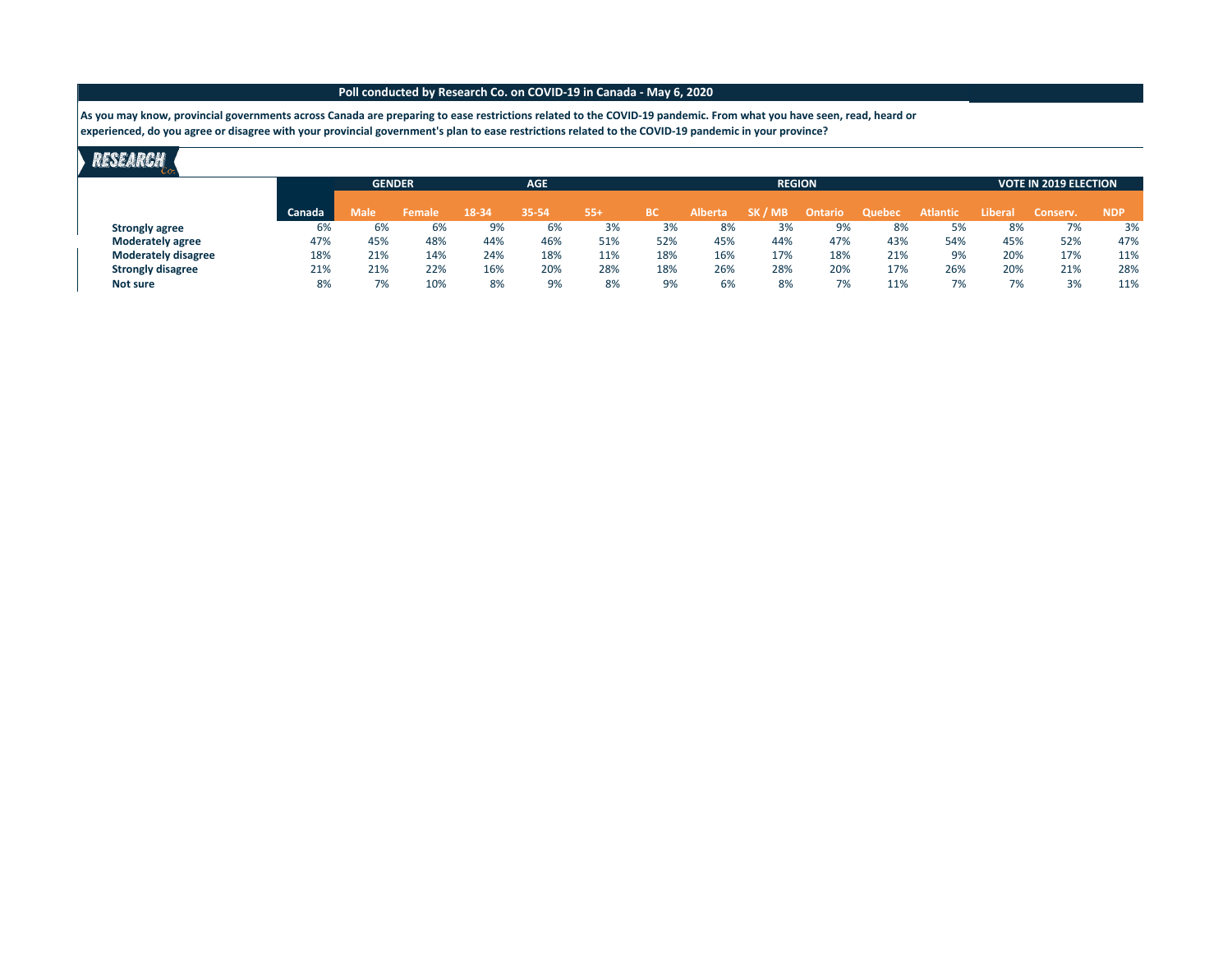**Poll conducted by Research Co. on COVID-19 in Canada - May 6, 2020**

**As you may know, provincial governments across Canada are preparing to ease restrictions related to the COVID-19 pandemic. From what you have seen, read, heard or experienced, do you agree or disagree with your provincial government's plan to ease restrictions related to the COVID-19 pandemic in your province?**

RESEARCH Co.

| | | GENDER | | AGE | | | REGION | | | | | | VOTE IN 2019 ELECTION | | |
|---|---|---|---|---|---|---|---|---|---|---|---|---|---|---|---|
| | Canada | Male | Female | 18-34 | 35-54 | 55+ | BC | Alberta | SK / MB | Ontario | Quebec | Atlantic | Liberal | Conserv. | NDP |
| **Strongly agree** | 6% | 6% | 6% | 9% | 6% | 3% | 3% | 8% | 3% | 9% | 8% | 5% | 8% | 7% | 3% |
| **Moderately agree** | 47% | 45% | 48% | 44% | 46% | 51% | 52% | 45% | 44% | 47% | 43% | 54% | 45% | 52% | 47% |
| **Moderately disagree** | 18% | 21% | 14% | 24% | 18% | 11% | 18% | 16% | 17% | 18% | 21% | 9% | 20% | 17% | 11% |
| **Strongly disagree** | 21% | 21% | 22% | 16% | 20% | 28% | 18% | 26% | 28% | 20% | 17% | 26% | 20% | 21% | 28% |
| **Not sure** | 8% | 7% | 10% | 8% | 9% | 8% | 9% | 6% | 8% | 7% | 11% | 7% | 7% | 3% | 11% |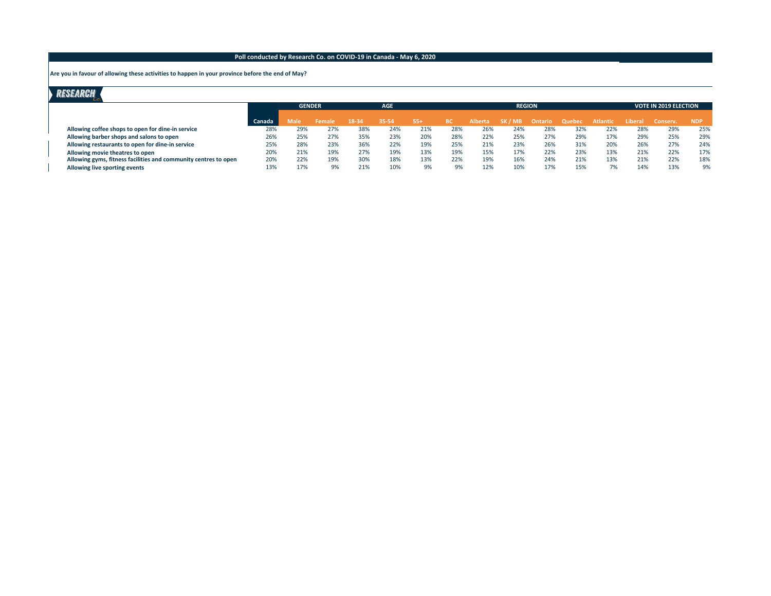**Poll conducted by Research Co. on COVID-19 in Canada - May 6, 2020**

**Are you in favour of allowing these activities to happen in your province before the end of May?**

RESEARCH Co.

| | | GENDER | | AGE | | | REGION | | | | | | VOTE IN 2019 ELECTION | | |
|---|---|---|---|---|---|---|---|---|---|---|---|---|---|---|---|
| | Canada | Male | Female | 18-34 | 35-54 | 55+ | BC | Alberta | SK / MB | Ontario | Quebec | Atlantic | Liberal | Conserv. | NDP |
| **Allowing coffee shops to open for dine-in service** | 28% | 29% | 27% | 38% | 24% | 21% | 28% | 26% | 24% | 28% | 32% | 22% | 28% | 29% | 25% |
| **Allowing barber shops and salons to open** | 26% | 25% | 27% | 35% | 23% | 20% | 28% | 22% | 25% | 27% | 29% | 17% | 29% | 25% | 29% |
| **Allowing restaurants to open for dine-in service** | 25% | 28% | 23% | 36% | 22% | 19% | 25% | 21% | 23% | 26% | 31% | 20% | 26% | 27% | 24% |
| **Allowing movie theatres to open** | 20% | 21% | 19% | 27% | 19% | 13% | 19% | 15% | 17% | 22% | 23% | 13% | 21% | 22% | 17% |
| **Allowing gyms, fitness facilities and community centres to open** | 20% | 22% | 19% | 30% | 18% | 13% | 22% | 19% | 16% | 24% | 21% | 13% | 21% | 22% | 18% |
| **Allowing live sporting events** | 13% | 17% | 9% | 21% | 10% | 9% | 9% | 12% | 10% | 17% | 15% | 7% | 14% | 13% | 9% |